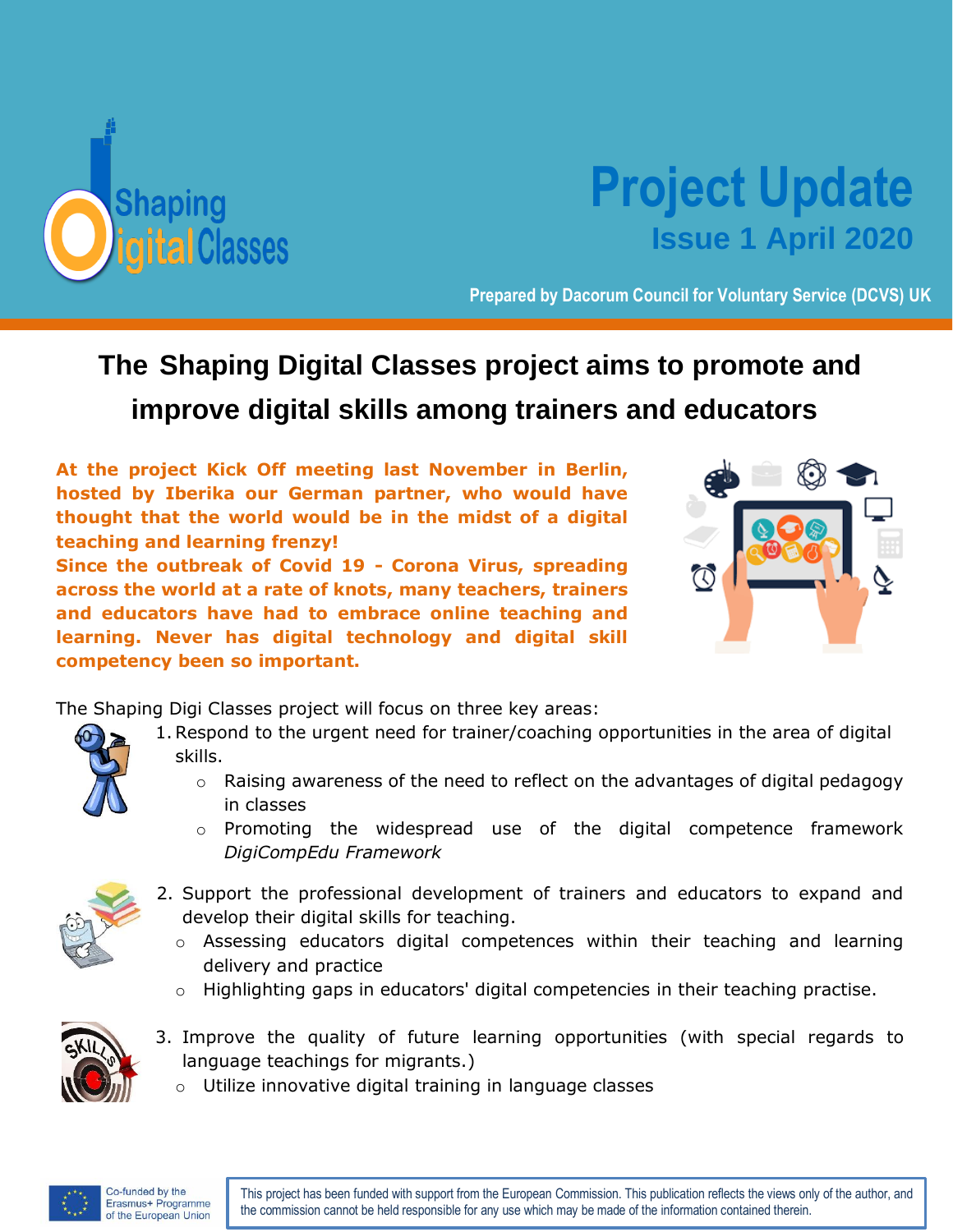Shaping Digital Classes

# Project Update

## Issue 1 April 2020

Prepared by Dacorum Council for Voluntary Service (DCVS) UK

## The Shaping Digital Classes project aims to promote and improve digital skills among trainers and educators

**At the project Kick Off meeting last November in Berlin, hosted by Iberika our German partner, who would have thought that the world would be in the midst of a digital teaching and learning frenzy!**
**Since the outbreak of Covid 19 - Corona Virus, spreading across the world at a rate of knots, many teachers, trainers and educators have had to embrace online teaching and learning. Never has digital technology and digital skill competency been so important.**

The Shaping Digi Classes project will focus on three key areas:

1. Respond to the urgent need for trainer/coaching opportunities in the area of digital skills.
   - Raising awareness of the need to reflect on the advantages of digital pedagogy in classes
   - Promoting the widespread use of the digital competence framework *DigiCompEdu Framework*
2. Support the professional development of trainers and educators to expand and develop their digital skills for teaching.
   - Assessing educators digital competences within their teaching and learning delivery and practice
   - Highlighting gaps in educators' digital competencies in their teaching practise.
3. Improve the quality of future learning opportunities (with special regards to language teachings for migrants.)
   - Utilize innovative digital training in language classes

Co-funded by the Erasmus+ Programme of the European Union

This project has been funded with support from the European Commission. This publication reflects the views only of the author, and the commission cannot be held responsible for any use which may be made of the information contained therein.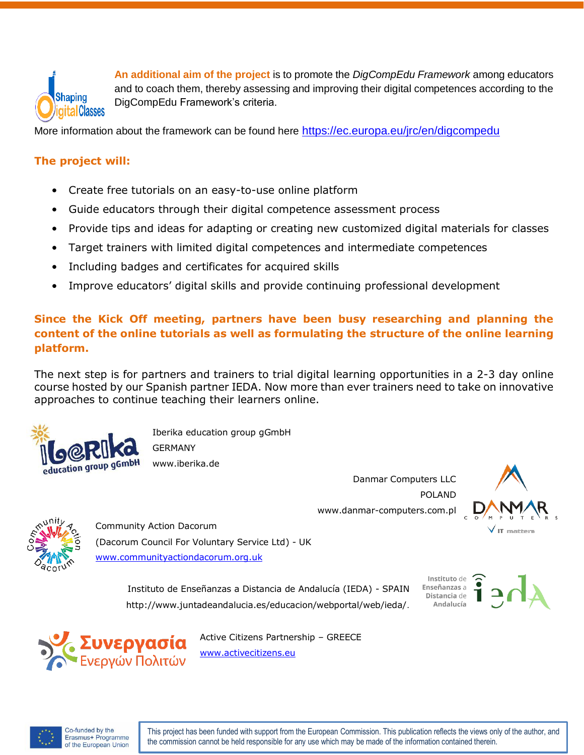**An additional aim of the project** is to promote the *DigCompEdu Framework* among educators and to coach them, thereby assessing and improving their digital competences according to the DigCompEdu Framework's criteria.

More information about the framework can be found here https://ec.europa.eu/jrc/en/digcompedu

**The project will:**

- Create free tutorials on an easy-to-use online platform
- Guide educators through their digital competence assessment process
- Provide tips and ideas for adapting or creating new customized digital materials for classes
- Target trainers with limited digital competences and intermediate competences
- Including badges and certificates for acquired skills
- Improve educators' digital skills and provide continuing professional development

**Since the Kick Off meeting, partners have been busy researching and planning the content of the online tutorials as well as formulating the structure of the online learning platform.**

The next step is for partners and trainers to trial digital learning opportunities in a 2-3 day online course hosted by our Spanish partner IEDA. Now more than ever trainers need to take on innovative approaches to continue teaching their learners online.

Iberika education group gGmbH
GERMANY
www.iberika.de

Danmar Computers LLC
POLAND
www.danmar-computers.com.pl

Community Action Dacorum
(Dacorum Council For Voluntary Service Ltd) - UK
www.communityactiondacorum.org.uk

Instituto de Enseñanzas a Distancia de Andalucía (IEDA) - SPAIN
http://www.juntadeandalucia.es/educacion/webportal/web/ieda/.

Active Citizens Partnership – GREECE
www.activecitizens.eu

Co-funded by the Erasmus+ Programme of the European Union

This project has been funded with support from the European Commission. This publication reflects the views only of the author, and the commission cannot be held responsible for any use which may be made of the information contained therein.